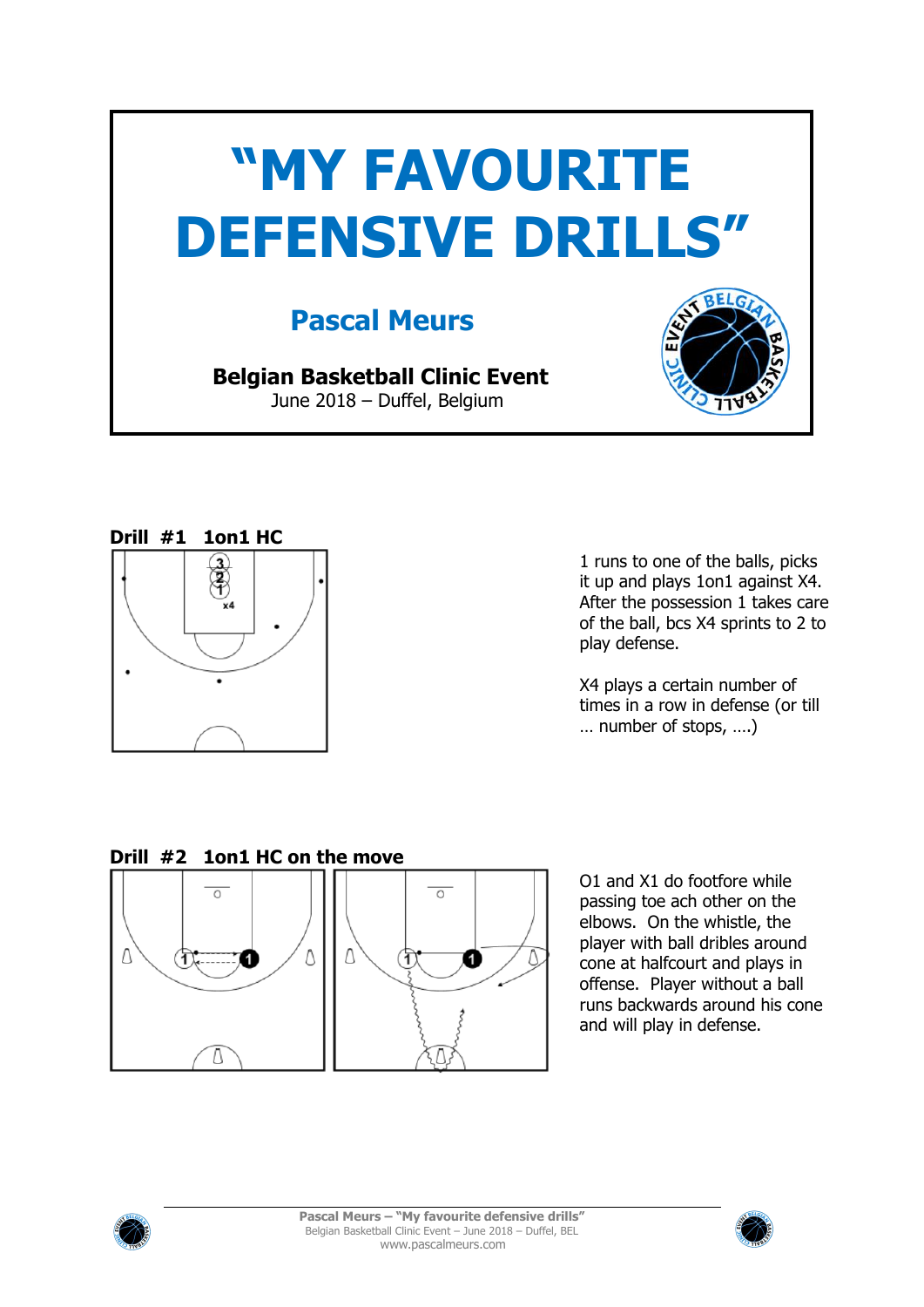# "MY FAVOURITE DEFENSIVE DRILLS"

## Pascal Meurs

**Belgian Basketball Clinic Event**
June 2018 – Duffel, Belgium

### Drill #1 1on1 HC

1 runs to one of the balls, picks it up and plays 1on1 against X4. After the possession 1 takes care of the ball, bcs X4 sprints to 2 to play defense.

X4 plays a certain number of times in a row in defense (or till … number of stops, ….)

### Drill #2 1on1 HC on the move

O1 and X1 do footfore while passing toe ach other on the elbows. On the whistle, the player with ball dribles around cone at halfcourt and plays in offense. Player without a ball runs backwards around his cone and will play in defense.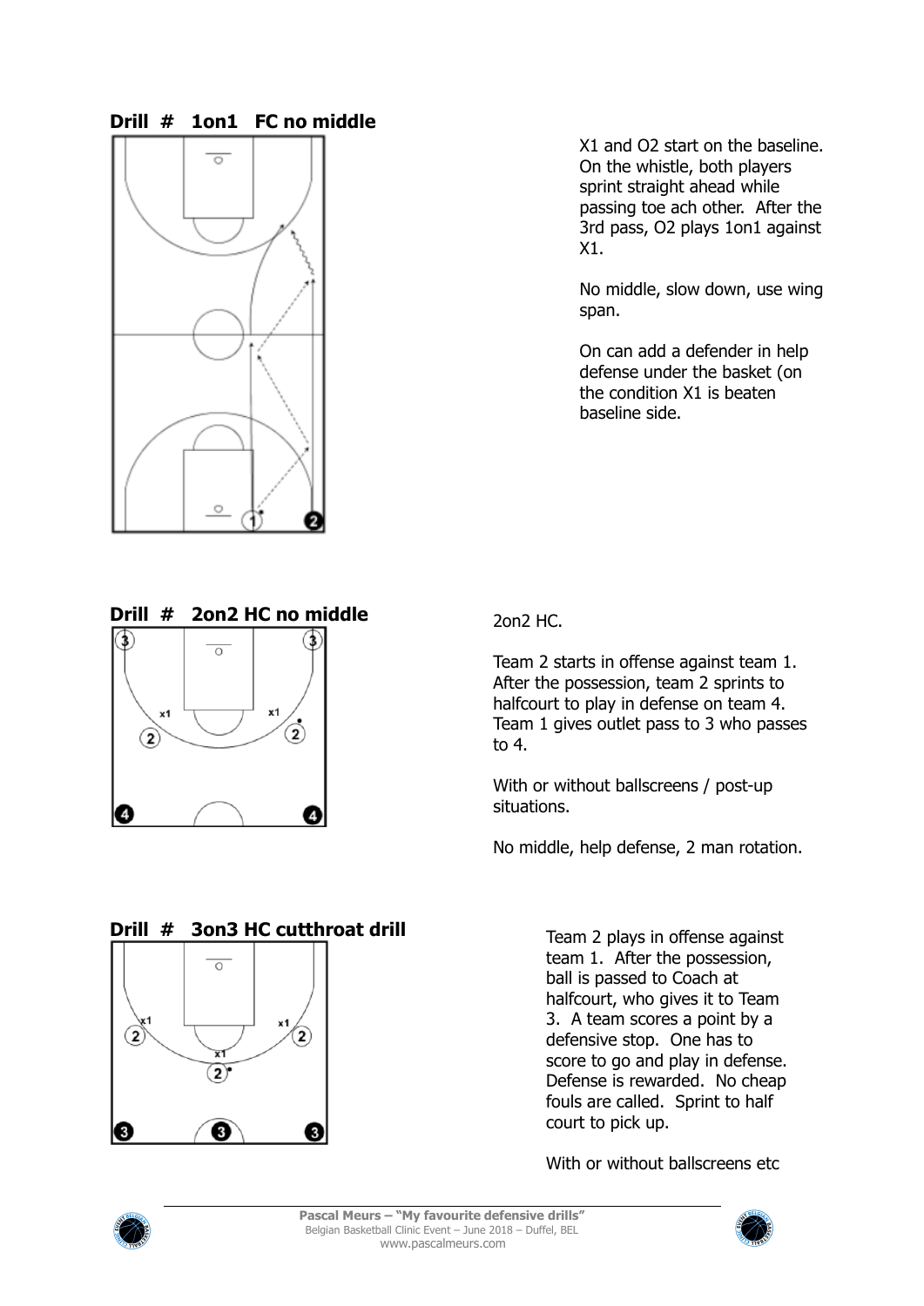## Drill # 1on1 FC no middle

X1 and O2 start on the baseline. On the whistle, both players sprint straight ahead while passing toe ach other. After the 3rd pass, O2 plays 1on1 against X1.

No middle, slow down, use wing span.

On can add a defender in help defense under the basket (on the condition X1 is beaten baseline side.

## Drill # 2on2 HC no middle

2on2 HC.

Team 2 starts in offense against team 1. After the possession, team 2 sprints to halfcourt to play in defense on team 4. Team 1 gives outlet pass to 3 who passes to 4.

With or without ballscreens / post-up situations.

No middle, help defense, 2 man rotation.

## Drill # 3on3 HC cutthroat drill

Team 2 plays in offense against team 1. After the possession, ball is passed to Coach at halfcourt, who gives it to Team 3. A team scores a point by a defensive stop. One has to score to go and play in defense. Defense is rewarded. No cheap fouls are called. Sprint to half court to pick up.

With or without ballscreens etc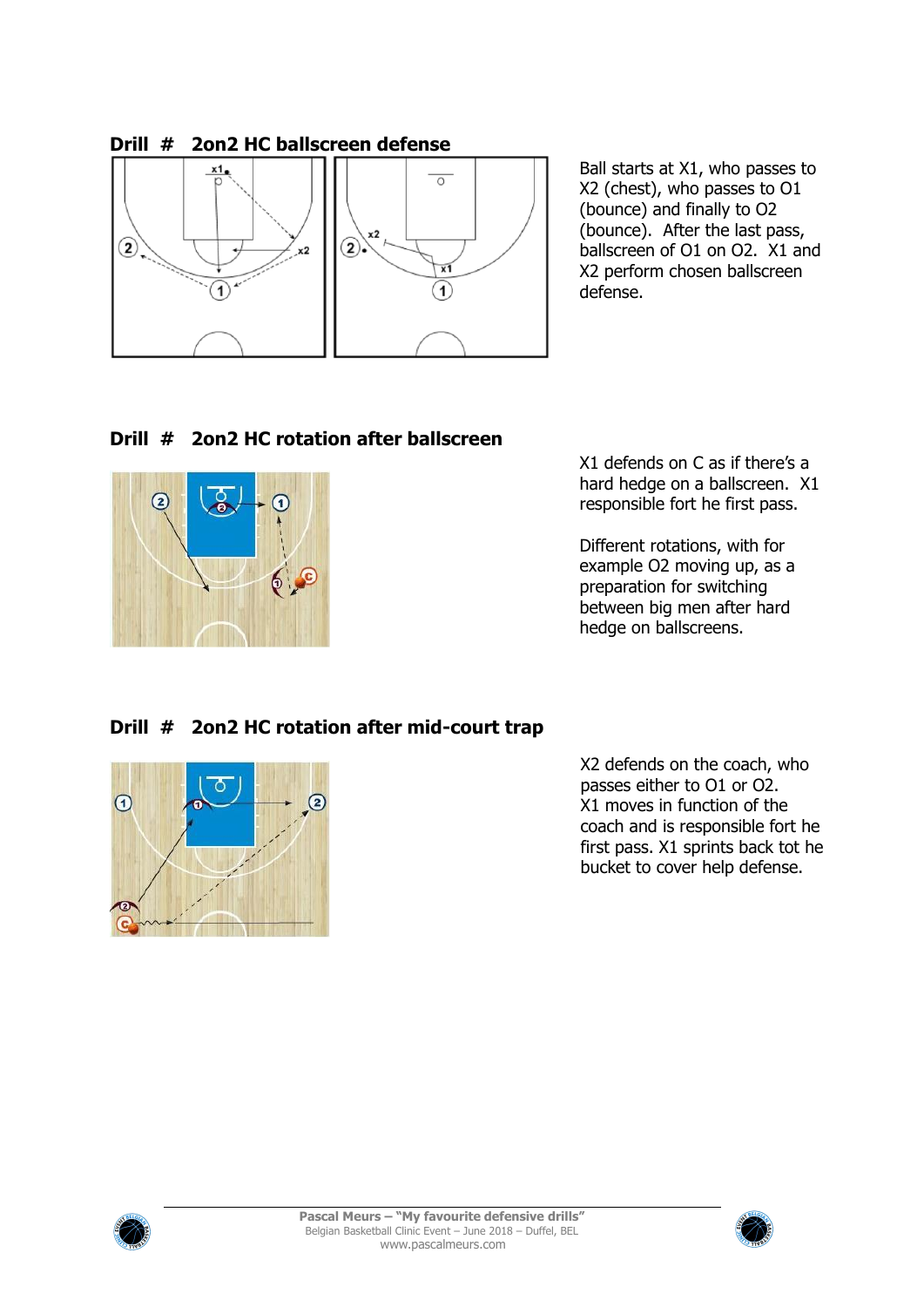## Drill # 2on2 HC ballscreen defense

Ball starts at X1, who passes to X2 (chest), who passes to O1 (bounce) and finally to O2 (bounce). After the last pass, ballscreen of O1 on O2. X1 and X2 perform chosen ballscreen defense.

## Drill # 2on2 HC rotation after ballscreen

X1 defends on C as if there's a hard hedge on a ballscreen. X1 responsible fort he first pass.

Different rotations, with for example O2 moving up, as a preparation for switching between big men after hard hedge on ballscreens.

## Drill # 2on2 HC rotation after mid-court trap

X2 defends on the coach, who passes either to O1 or O2.
X1 moves in function of the coach and is responsible fort he first pass. X1 sprints back tot he bucket to cover help defense.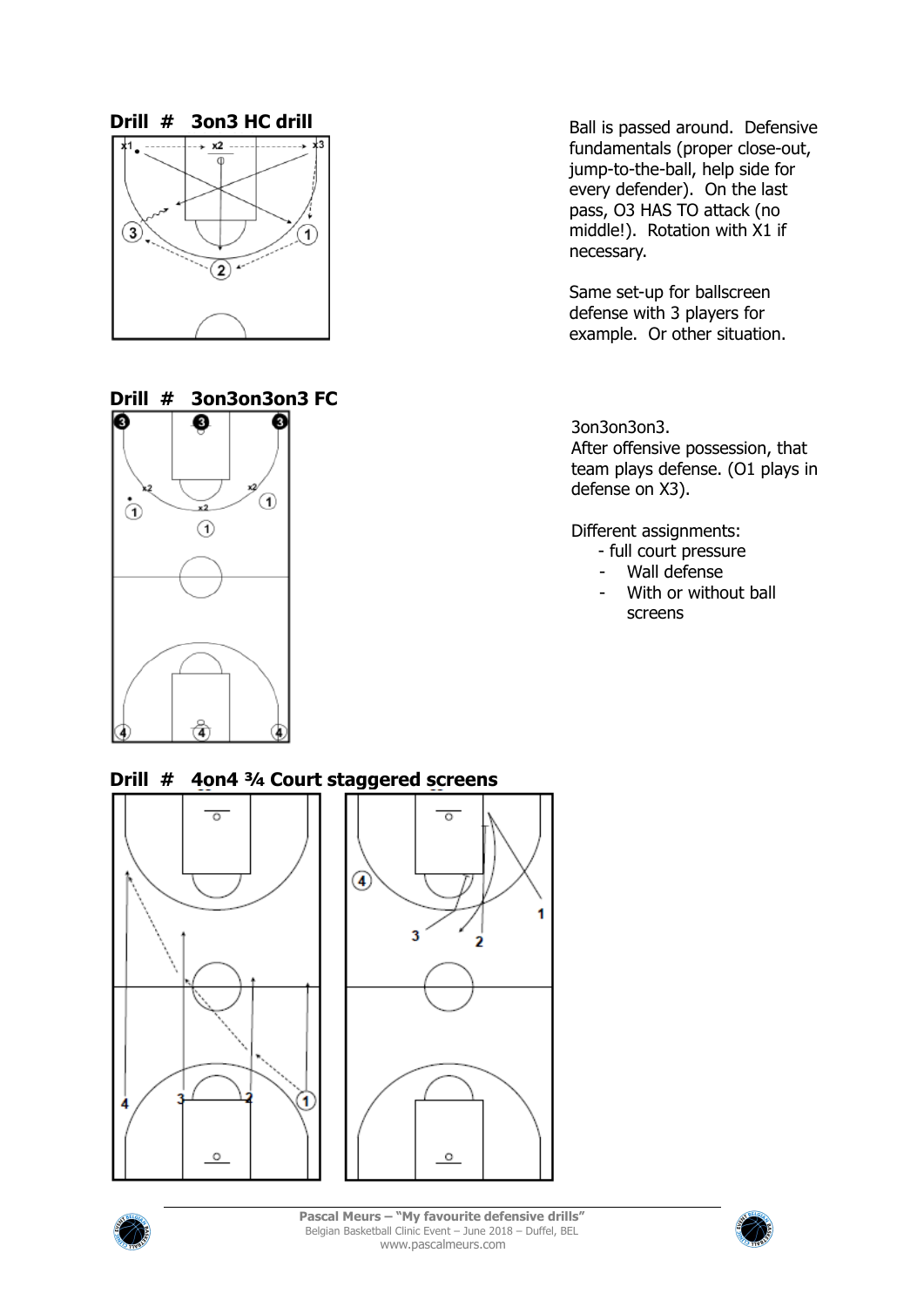## Drill # 3on3 HC drill

Ball is passed around. Defensive fundamentals (proper close-out, jump-to-the-ball, help side for every defender). On the last pass, O3 HAS TO attack (no middle!). Rotation with X1 if necessary.

Same set-up for ballscreen defense with 3 players for example. Or other situation.

## Drill # 3on3on3on3 FC

3on3on3on3.
After offensive possession, that team plays defense. (O1 plays in defense on X3).

Different assignments:

- full court pressure
- Wall defense
- With or without ball screens

## Drill # 4on4 ¾ Court staggered screens